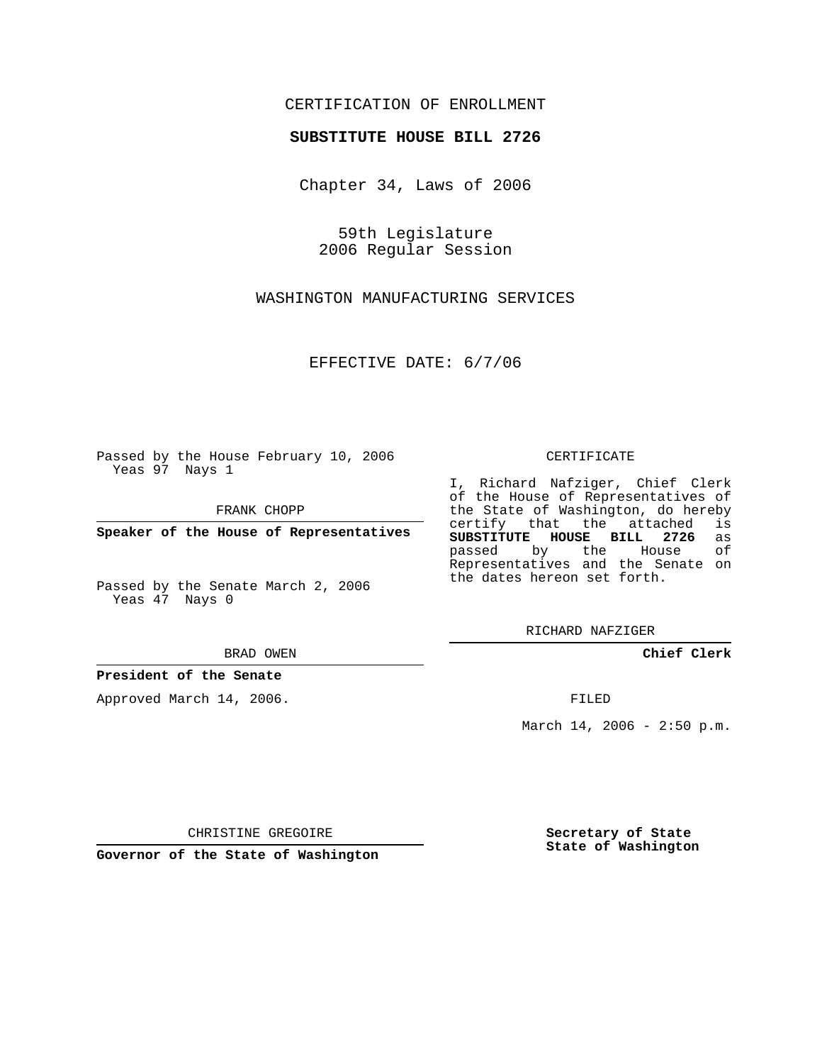CERTIFICATION OF ENROLLMENT

**SUBSTITUTE HOUSE BILL 2726**

Chapter 34, Laws of 2006

59th Legislature
2006 Regular Session

WASHINGTON MANUFACTURING SERVICES

EFFECTIVE DATE: 6/7/06

Passed by the House February 10, 2006
Yeas 97 Nays 1

FRANK CHOPP

**Speaker of the House of Representatives**

Passed by the Senate March 2, 2006
Yeas 47 Nays 0

BRAD OWEN

**President of the Senate**

Approved March 14, 2006.

CHRISTINE GREGOIRE

**Governor of the State of Washington**

CERTIFICATE

I, Richard Nafziger, Chief Clerk of the House of Representatives of the State of Washington, do hereby certify that the attached is **SUBSTITUTE HOUSE BILL 2726** as passed by the House of Representatives and the Senate on the dates hereon set forth.

RICHARD NAFZIGER

**Chief Clerk**

FILED

March 14, 2006 - 2:50 p.m.

**Secretary of State**
**State of Washington**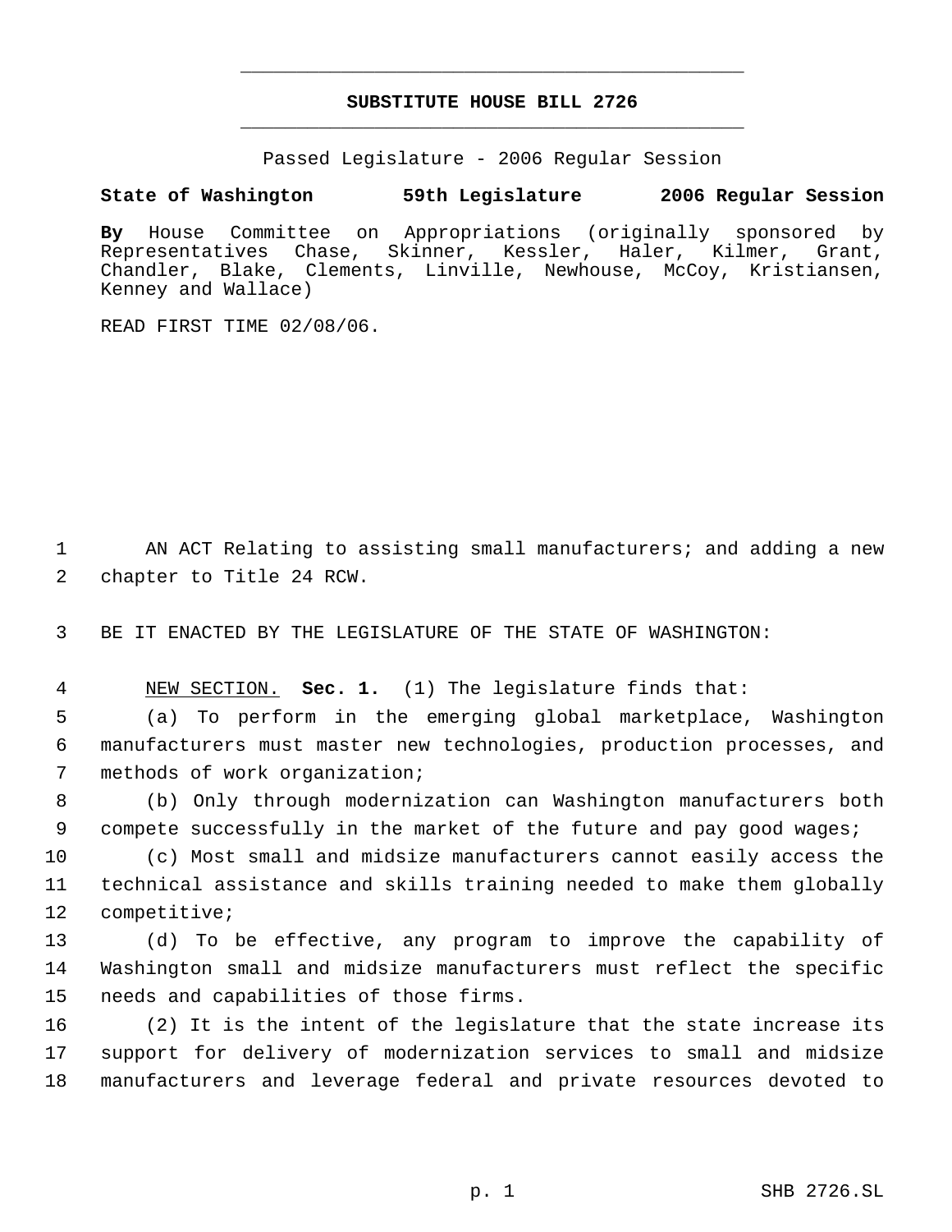# SUBSTITUTE HOUSE BILL 2726

Passed Legislature - 2006 Regular Session

**State of Washington 59th Legislature 2006 Regular Session**

**By** House Committee on Appropriations (originally sponsored by Representatives Chase, Skinner, Kessler, Haler, Kilmer, Grant, Chandler, Blake, Clements, Linville, Newhouse, McCoy, Kristiansen, Kenney and Wallace)

READ FIRST TIME 02/08/06.

AN ACT Relating to assisting small manufacturers; and adding a new chapter to Title 24 RCW.

BE IT ENACTED BY THE LEGISLATURE OF THE STATE OF WASHINGTON:

NEW SECTION. **Sec. 1.** (1) The legislature finds that:

(a) To perform in the emerging global marketplace, Washington manufacturers must master new technologies, production processes, and methods of work organization;

(b) Only through modernization can Washington manufacturers both compete successfully in the market of the future and pay good wages;

(c) Most small and midsize manufacturers cannot easily access the technical assistance and skills training needed to make them globally competitive;

(d) To be effective, any program to improve the capability of Washington small and midsize manufacturers must reflect the specific needs and capabilities of those firms.

(2) It is the intent of the legislature that the state increase its support for delivery of modernization services to small and midsize manufacturers and leverage federal and private resources devoted to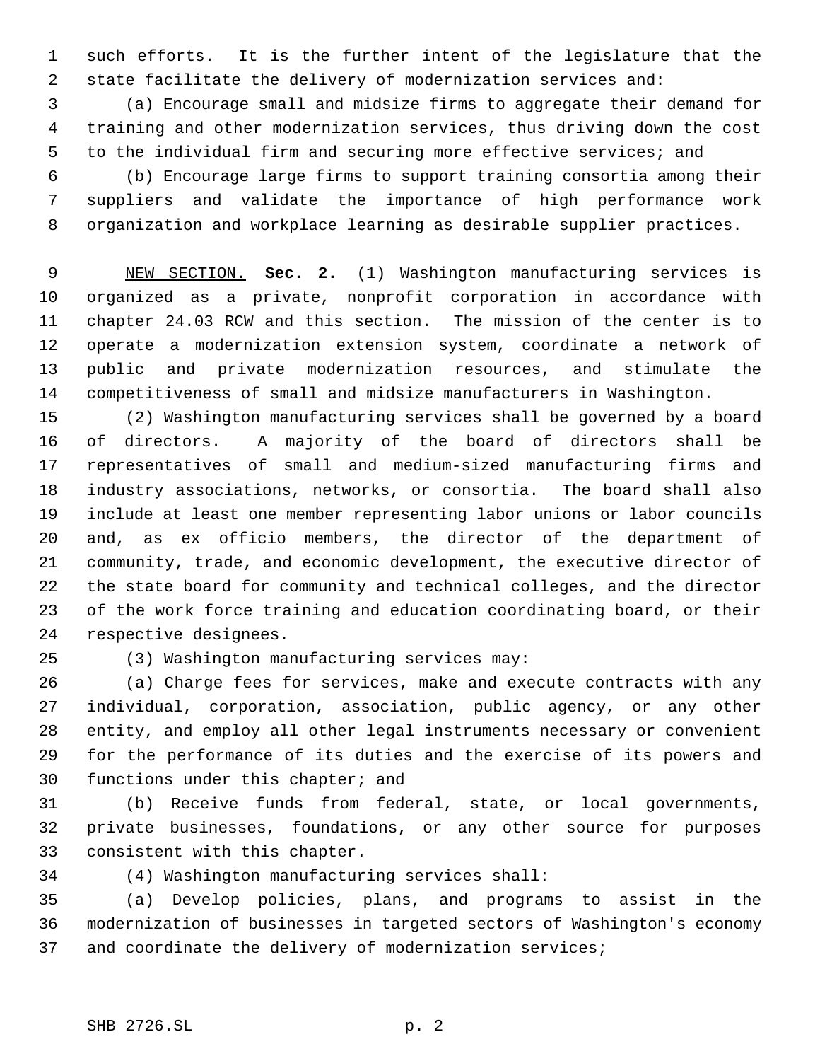such efforts. It is the further intent of the legislature that the state facilitate the delivery of modernization services and:

(a) Encourage small and midsize firms to aggregate their demand for training and other modernization services, thus driving down the cost to the individual firm and securing more effective services; and

(b) Encourage large firms to support training consortia among their suppliers and validate the importance of high performance work organization and workplace learning as desirable supplier practices.

NEW SECTION. **Sec. 2.** (1) Washington manufacturing services is organized as a private, nonprofit corporation in accordance with chapter 24.03 RCW and this section. The mission of the center is to operate a modernization extension system, coordinate a network of public and private modernization resources, and stimulate the competitiveness of small and midsize manufacturers in Washington.

(2) Washington manufacturing services shall be governed by a board of directors. A majority of the board of directors shall be representatives of small and medium-sized manufacturing firms and industry associations, networks, or consortia. The board shall also include at least one member representing labor unions or labor councils and, as ex officio members, the director of the department of community, trade, and economic development, the executive director of the state board for community and technical colleges, and the director of the work force training and education coordinating board, or their respective designees.

(3) Washington manufacturing services may:

(a) Charge fees for services, make and execute contracts with any individual, corporation, association, public agency, or any other entity, and employ all other legal instruments necessary or convenient for the performance of its duties and the exercise of its powers and functions under this chapter; and

(b) Receive funds from federal, state, or local governments, private businesses, foundations, or any other source for purposes consistent with this chapter.

(4) Washington manufacturing services shall:

(a) Develop policies, plans, and programs to assist in the modernization of businesses in targeted sectors of Washington's economy and coordinate the delivery of modernization services;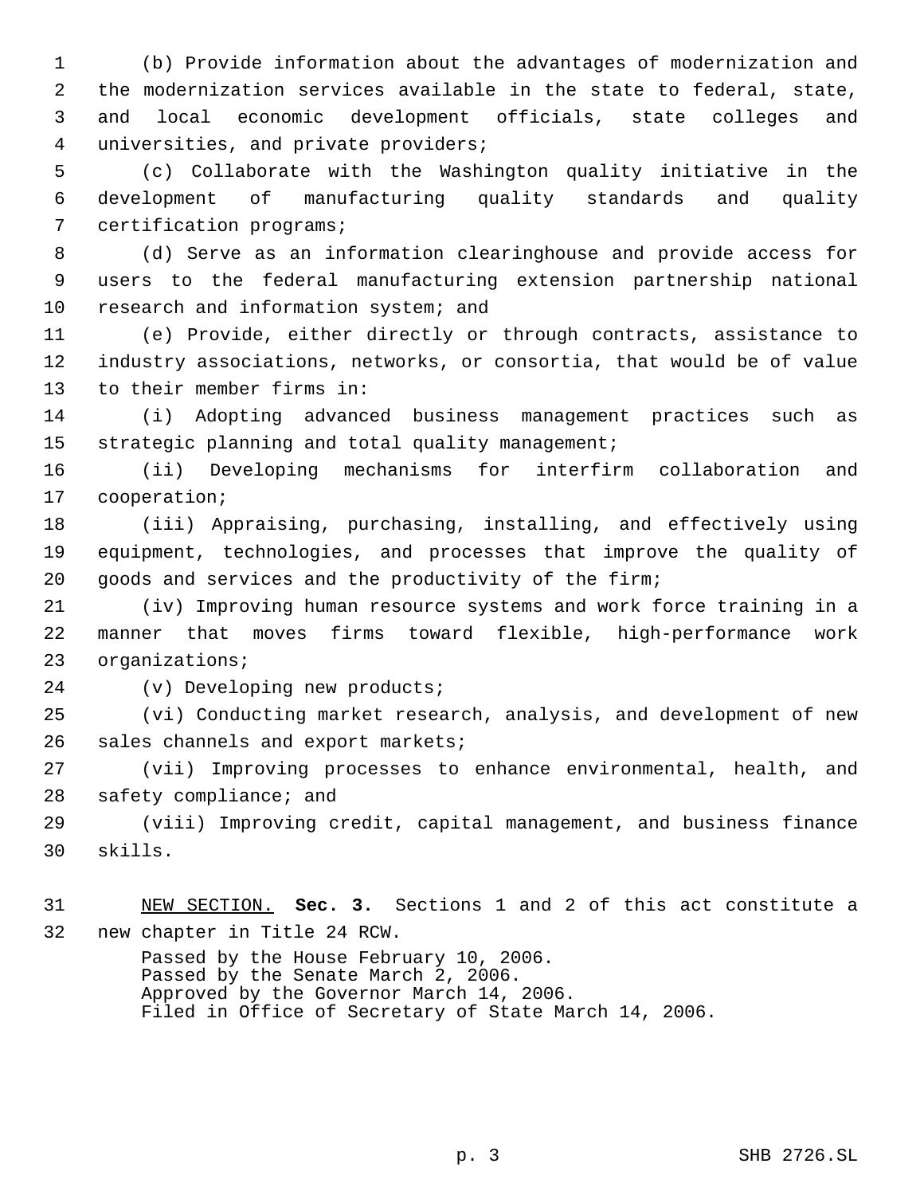(b) Provide information about the advantages of modernization and the modernization services available in the state to federal, state, and local economic development officials, state colleges and universities, and private providers;

(c) Collaborate with the Washington quality initiative in the development of manufacturing quality standards and quality certification programs;

(d) Serve as an information clearinghouse and provide access for users to the federal manufacturing extension partnership national research and information system; and

(e) Provide, either directly or through contracts, assistance to industry associations, networks, or consortia, that would be of value to their member firms in:

(i) Adopting advanced business management practices such as strategic planning and total quality management;

(ii) Developing mechanisms for interfirm collaboration and cooperation;

(iii) Appraising, purchasing, installing, and effectively using equipment, technologies, and processes that improve the quality of goods and services and the productivity of the firm;

(iv) Improving human resource systems and work force training in a manner that moves firms toward flexible, high-performance work organizations;

(v) Developing new products;

(vi) Conducting market research, analysis, and development of new sales channels and export markets;

(vii) Improving processes to enhance environmental, health, and safety compliance; and

(viii) Improving credit, capital management, and business finance skills.

NEW SECTION. **Sec. 3.** Sections 1 and 2 of this act constitute a new chapter in Title 24 RCW.

Passed by the House February 10, 2006.
Passed by the Senate March 2, 2006.
Approved by the Governor March 14, 2006.
Filed in Office of Secretary of State March 14, 2006.